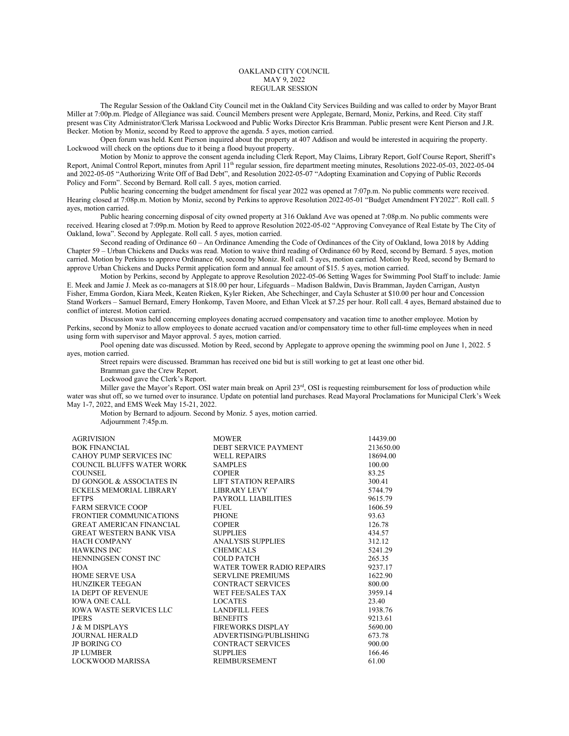# OAKLAND CITY COUNCIL
## MAY 9, 2022
## REGULAR SESSION

The Regular Session of the Oakland City Council met in the Oakland City Services Building and was called to order by Mayor Brant Miller at 7:00p.m. Pledge of Allegiance was said. Council Members present were Applegate, Bernard, Moniz, Perkins, and Reed. City staff present was City Administrator/Clerk Marissa Lockwood and Public Works Director Kris Bramman. Public present were Kent Pierson and J.R. Becker. Motion by Moniz, second by Reed to approve the agenda. 5 ayes, motion carried.

Open forum was held. Kent Pierson inquired about the property at 407 Addison and would be interested in acquiring the property. Lockwood will check on the options due to it being a flood buyout property.

Motion by Moniz to approve the consent agenda including Clerk Report, May Claims, Library Report, Golf Course Report, Sheriff's Report, Animal Control Report, minutes from April 11th regular session, fire department meeting minutes, Resolutions 2022-05-03, 2022-05-04 and 2022-05-05 "Authorizing Write Off of Bad Debt", and Resolution 2022-05-07 "Adopting Examination and Copying of Public Records Policy and Form". Second by Bernard. Roll call. 5 ayes, motion carried.

Public hearing concerning the budget amendment for fiscal year 2022 was opened at 7:07p.m. No public comments were received. Hearing closed at 7:08p.m. Motion by Moniz, second by Perkins to approve Resolution 2022-05-01 "Budget Amendment FY2022". Roll call. 5 ayes, motion carried.

Public hearing concerning disposal of city owned property at 316 Oakland Ave was opened at 7:08p.m. No public comments were received. Hearing closed at 7:09p.m. Motion by Reed to approve Resolution 2022-05-02 "Approving Conveyance of Real Estate by The City of Oakland, Iowa". Second by Applegate. Roll call. 5 ayes, motion carried.

Second reading of Ordinance 60 – An Ordinance Amending the Code of Ordinances of the City of Oakland, Iowa 2018 by Adding Chapter 59 – Urban Chickens and Ducks was read. Motion to waive third reading of Ordinance 60 by Reed, second by Bernard. 5 ayes, motion carried. Motion by Perkins to approve Ordinance 60, second by Moniz. Roll call. 5 ayes, motion carried. Motion by Reed, second by Bernard to approve Urban Chickens and Ducks Permit application form and annual fee amount of $15. 5 ayes, motion carried.

Motion by Perkins, second by Applegate to approve Resolution 2022-05-06 Setting Wages for Swimming Pool Staff to include: Jamie E. Meek and Jamie J. Meek as co-managers at $18.00 per hour, Lifeguards – Madison Baldwin, Davis Bramman, Jayden Carrigan, Austyn Fisher, Emma Gordon, Kiara Meek, Keaten Rieken, Kyler Rieken, Abe Schechinger, and Cayla Schuster at $10.00 per hour and Concession Stand Workers – Samuel Bernard, Emery Honkomp, Taven Moore, and Ethan Vlcek at $7.25 per hour. Roll call. 4 ayes, Bernard abstained due to conflict of interest. Motion carried.

Discussion was held concerning employees donating accrued compensatory and vacation time to another employee. Motion by Perkins, second by Moniz to allow employees to donate accrued vacation and/or compensatory time to other full-time employees when in need using form with supervisor and Mayor approval. 5 ayes, motion carried.

Pool opening date was discussed. Motion by Reed, second by Applegate to approve opening the swimming pool on June 1, 2022. 5 ayes, motion carried.

Street repairs were discussed. Bramman has received one bid but is still working to get at least one other bid.

Bramman gave the Crew Report.

Lockwood gave the Clerk's Report.

Miller gave the Mayor's Report. OSI water main break on April 23rd, OSI is requesting reimbursement for loss of production while water was shut off, so we turned over to insurance. Update on potential land purchases. Read Mayoral Proclamations for Municipal Clerk's Week May 1-7, 2022, and EMS Week May 15-21, 2022.

Motion by Bernard to adjourn. Second by Moniz. 5 ayes, motion carried.

Adjournment 7:45p.m.

| | | |
|---|---|---|
| AGRIVISION | MOWER | 14439.00 |
| BOK FINANCIAL | DEBT SERVICE PAYMENT | 213650.00 |
| CAHOY PUMP SERVICES INC | WELL REPAIRS | 18694.00 |
| COUNCIL BLUFFS WATER WORK | SAMPLES | 100.00 |
| COUNSEL | COPIER | 83.25 |
| DJ GONGOL & ASSOCIATES IN | LIFT STATION REPAIRS | 300.41 |
| ECKELS MEMORIAL LIBRARY | LIBRARY LEVY | 5744.79 |
| EFTPS | PAYROLL LIABILITIES | 9615.79 |
| FARM SERVICE COOP | FUEL | 1606.59 |
| FRONTIER COMMUNICATIONS | PHONE | 93.63 |
| GREAT AMERICAN FINANCIAL | COPIER | 126.78 |
| GREAT WESTERN BANK VISA | SUPPLIES | 434.57 |
| HACH COMPANY | ANALYSIS SUPPLIES | 312.12 |
| HAWKINS INC | CHEMICALS | 5241.29 |
| HENNINGSEN CONST INC | COLD PATCH | 265.35 |
| HOA | WATER TOWER RADIO REPAIRS | 9237.17 |
| HOME SERVE USA | SERVLINE PREMIUMS | 1622.90 |
| HUNZIKER TEEGAN | CONTRACT SERVICES | 800.00 |
| IA DEPT OF REVENUE | WET FEE/SALES TAX | 3959.14 |
| IOWA ONE CALL | LOCATES | 23.40 |
| IOWA WASTE SERVICES LLC | LANDFILL FEES | 1938.76 |
| IPERS | BENEFITS | 9213.61 |
| J & M DISPLAYS | FIREWORKS DISPLAY | 5690.00 |
| JOURNAL HERALD | ADVERTISING/PUBLISHING | 673.78 |
| JP BORING CO | CONTRACT SERVICES | 900.00 |
| JP LUMBER | SUPPLIES | 166.46 |
| LOCKWOOD MARISSA | REIMBURSEMENT | 61.00 |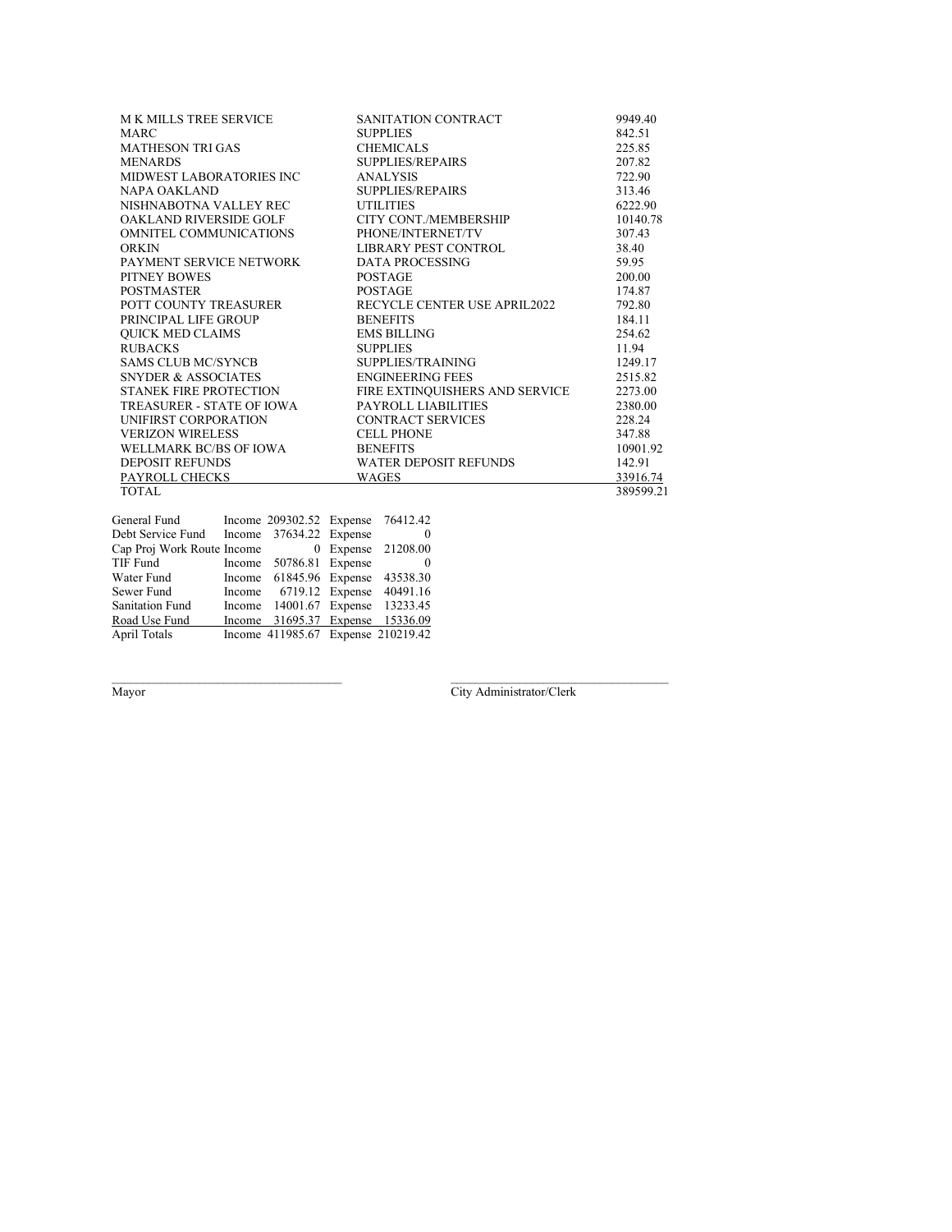| | | |
|---|---|---|
| M K MILLS TREE SERVICE | SANITATION CONTRACT | 9949.40 |
| MARC | SUPPLIES | 842.51 |
| MATHESON TRI GAS | CHEMICALS | 225.85 |
| MENARDS | SUPPLIES/REPAIRS | 207.82 |
| MIDWEST LABORATORIES INC | ANALYSIS | 722.90 |
| NAPA OAKLAND | SUPPLIES/REPAIRS | 313.46 |
| NISHNABOTNA VALLEY REC | UTILITIES | 6222.90 |
| OAKLAND RIVERSIDE GOLF | CITY CONT./MEMBERSHIP | 10140.78 |
| OMNITEL COMMUNICATIONS | PHONE/INTERNET/TV | 307.43 |
| ORKIN | LIBRARY PEST CONTROL | 38.40 |
| PAYMENT SERVICE NETWORK | DATA PROCESSING | 59.95 |
| PITNEY BOWES | POSTAGE | 200.00 |
| POSTMASTER | POSTAGE | 174.87 |
| POTT COUNTY TREASURER | RECYCLE CENTER USE APRIL2022 | 792.80 |
| PRINCIPAL LIFE GROUP | BENEFITS | 184.11 |
| QUICK MED CLAIMS | EMS BILLING | 254.62 |
| RUBACKS | SUPPLIES | 11.94 |
| SAMS CLUB MC/SYNCB | SUPPLIES/TRAINING | 1249.17 |
| SNYDER & ASSOCIATES | ENGINEERING FEES | 2515.82 |
| STANEK FIRE PROTECTION | FIRE EXTINQUISHERS AND SERVICE | 2273.00 |
| TREASURER - STATE OF IOWA | PAYROLL LIABILITIES | 2380.00 |
| UNIFIRST CORPORATION | CONTRACT SERVICES | 228.24 |
| VERIZON WIRELESS | CELL PHONE | 347.88 |
| WELLMARK BC/BS OF IOWA | BENEFITS | 10901.92 |
| DEPOSIT REFUNDS | WATER DEPOSIT REFUNDS | 142.91 |
| PAYROLL CHECKS | WAGES | 33916.74 |
| TOTAL | | 389599.21 |

| | | | | |
|---|---|---|---|---|
| General Fund | Income | 209302.52 | Expense | 76412.42 |
| Debt Service Fund | Income | 37634.22 | Expense | 0 |
| Cap Proj Work Route | Income | 0 | Expense | 21208.00 |
| TIF Fund | Income | 50786.81 | Expense | 0 |
| Water Fund | Income | 61845.96 | Expense | 43538.30 |
| Sewer Fund | Income | 6719.12 | Expense | 40491.16 |
| Sanitation Fund | Income | 14001.67 | Expense | 13233.45 |
| Road Use Fund | Income | 31695.37 | Expense | 15336.09 |
| April Totals | Income | 411985.67 | Expense | 210219.42 |

\_\_\_\_\_\_\_\_\_\_\_\_\_\_\_\_\_\_\_\_\_\_\_\_\_\_\_\_\_\_\_\_\_\_\_\_ \_\_\_\_\_\_\_\_\_\_\_\_\_\_\_\_\_\_\_\_\_\_\_\_\_\_\_\_\_\_\_\_\_\_\_\_

Mayor City Administrator/Clerk